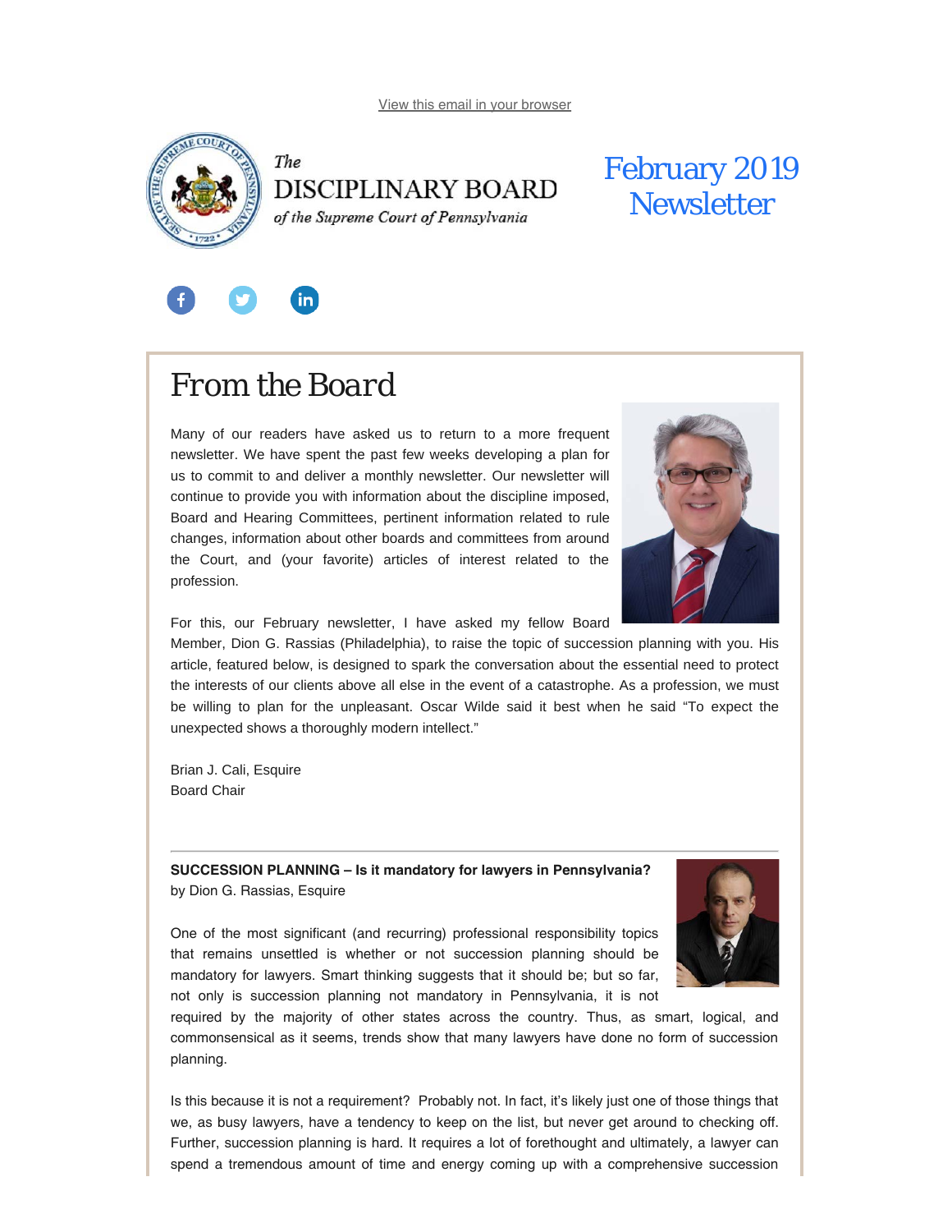View this email in your browser

The
DISCIPLINARY BOARD
*of the Supreme Court of Pennsylvania*

February 2019 Newsletter

# From the Board

Many of our readers have asked us to return to a more frequent newsletter. We have spent the past few weeks developing a plan for us to commit to and deliver a monthly newsletter. Our newsletter will continue to provide you with information about the discipline imposed, Board and Hearing Committees, pertinent information related to rule changes, information about other boards and committees from around the Court, and (your favorite) articles of interest related to the profession.

For this, our February newsletter, I have asked my fellow Board Member, Dion G. Rassias (Philadelphia), to raise the topic of succession planning with you. His article, featured below, is designed to spark the conversation about the essential need to protect the interests of our clients above all else in the event of a catastrophe. As a profession, we must be willing to plan for the unpleasant. Oscar Wilde said it best when he said "To expect the unexpected shows a thoroughly modern intellect."

Brian J. Cali, Esquire
Board Chair

---

**SUCCESSION PLANNING – Is it mandatory for lawyers in Pennsylvania?**
by Dion G. Rassias, Esquire

One of the most significant (and recurring) professional responsibility topics that remains unsettled is whether or not succession planning should be mandatory for lawyers. Smart thinking suggests that it should be; but so far, not only is succession planning not mandatory in Pennsylvania, it is not required by the majority of other states across the country. Thus, as smart, logical, and commonsensical as it seems, trends show that many lawyers have done no form of succession planning.

Is this because it is not a requirement? Probably not. In fact, it's likely just one of those things that we, as busy lawyers, have a tendency to keep on the list, but never get around to checking off. Further, succession planning is hard. It requires a lot of forethought and ultimately, a lawyer can spend a tremendous amount of time and energy coming up with a comprehensive succession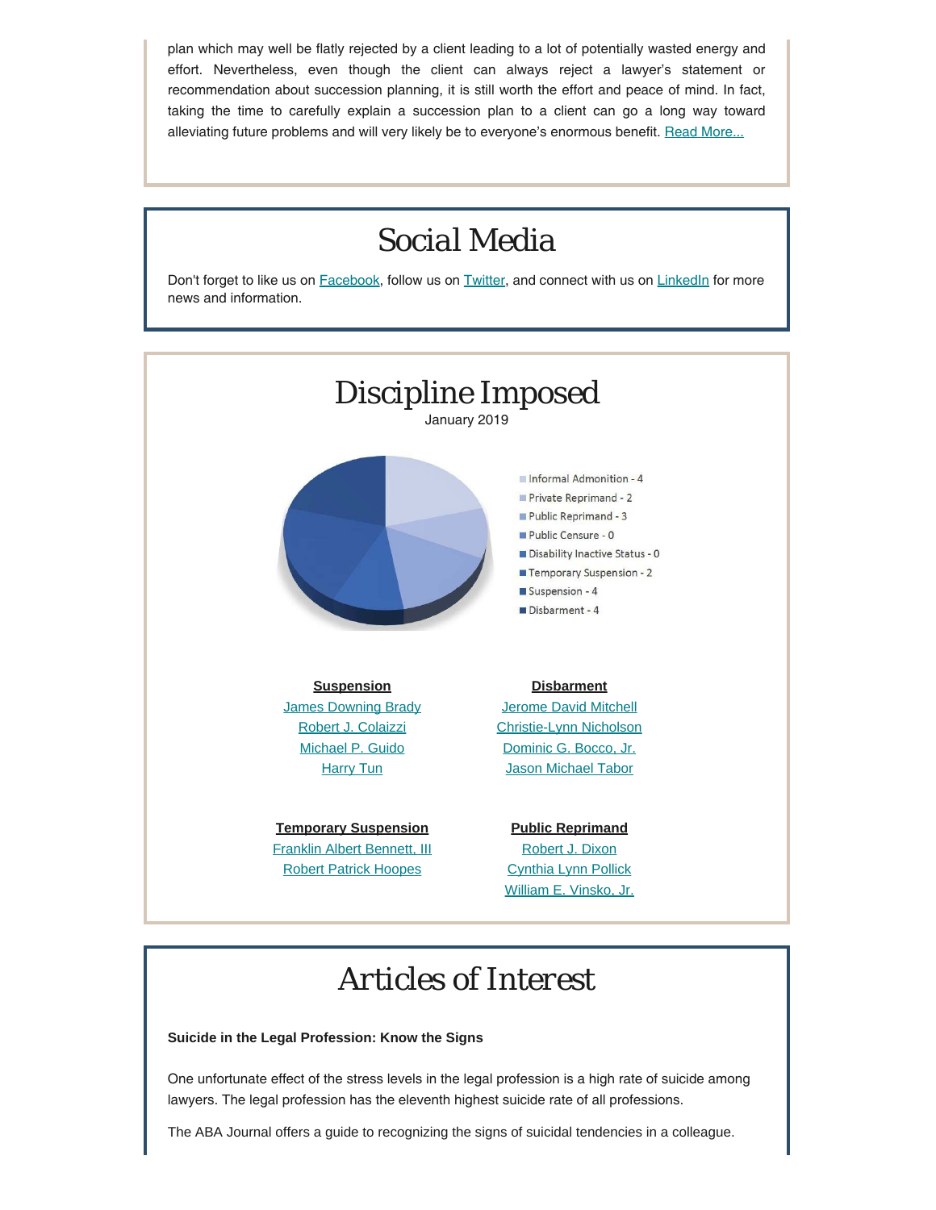plan which may well be flatly rejected by a client leading to a lot of potentially wasted energy and effort. Nevertheless, even though the client can always reject a lawyer's statement or recommendation about succession planning, it is still worth the effort and peace of mind. In fact, taking the time to carefully explain a succession plan to a client can go a long way toward alleviating future problems and will very likely be to everyone's enormous benefit. Read More...

# Social Media

Don't forget to like us on Facebook, follow us on Twitter, and connect with us on LinkedIn for more news and information.

# Discipline Imposed

January 2019

- Informal Admonition - 4
- Private Reprimand - 2
- Public Reprimand - 3
- Public Censure - 0
- Disability Inactive Status - 0
- Temporary Suspension - 2
- Suspension - 4
- Disbarment - 4

**Suspension**

James Downing Brady
Robert J. Colaizzi
Michael P. Guido
Harry Tun

**Disbarment**

Jerome David Mitchell
Christie-Lynn Nicholson
Dominic G. Bocco, Jr.
Jason Michael Tabor

**Temporary Suspension**

Franklin Albert Bennett, III
Robert Patrick Hoopes

**Public Reprimand**

Robert J. Dixon
Cynthia Lynn Pollick
William E. Vinsko, Jr.

# Articles of Interest

**Suicide in the Legal Profession: Know the Signs**

One unfortunate effect of the stress levels in the legal profession is a high rate of suicide among lawyers. The legal profession has the eleventh highest suicide rate of all professions.

The ABA Journal offers a guide to recognizing the signs of suicidal tendencies in a colleague.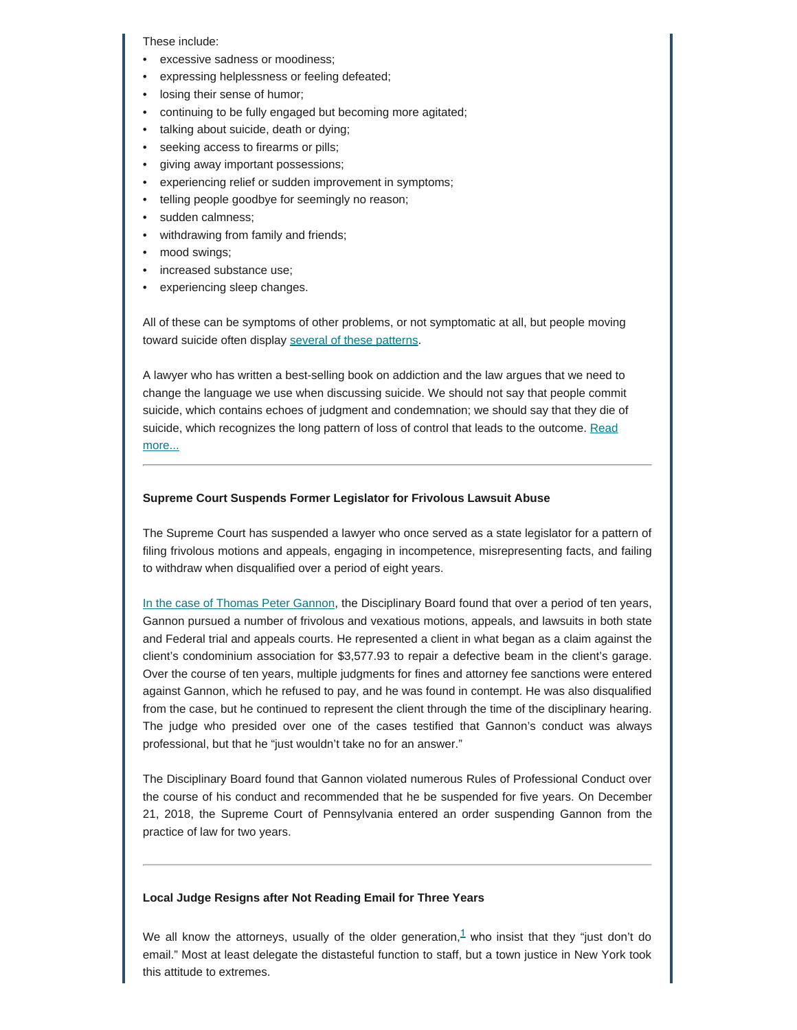These include:

- excessive sadness or moodiness;
- expressing helplessness or feeling defeated;
- losing their sense of humor;
- continuing to be fully engaged but becoming more agitated;
- talking about suicide, death or dying;
- seeking access to firearms or pills;
- giving away important possessions;
- experiencing relief or sudden improvement in symptoms;
- telling people goodbye for seemingly no reason;
- sudden calmness;
- withdrawing from family and friends;
- mood swings;
- increased substance use;
- experiencing sleep changes.

All of these can be symptoms of other problems, or not symptomatic at all, but people moving toward suicide often display several of these patterns.

A lawyer who has written a best-selling book on addiction and the law argues that we need to change the language we use when discussing suicide. We should not say that people commit suicide, which contains echoes of judgment and condemnation; we should say that they die of suicide, which recognizes the long pattern of loss of control that leads to the outcome. Read more...

---

**Supreme Court Suspends Former Legislator for Frivolous Lawsuit Abuse**

The Supreme Court has suspended a lawyer who once served as a state legislator for a pattern of filing frivolous motions and appeals, engaging in incompetence, misrepresenting facts, and failing to withdraw when disqualified over a period of eight years.

In the case of Thomas Peter Gannon, the Disciplinary Board found that over a period of ten years, Gannon pursued a number of frivolous and vexatious motions, appeals, and lawsuits in both state and Federal trial and appeals courts. He represented a client in what began as a claim against the client's condominium association for $3,577.93 to repair a defective beam in the client's garage. Over the course of ten years, multiple judgments for fines and attorney fee sanctions were entered against Gannon, which he refused to pay, and he was found in contempt. He was also disqualified from the case, but he continued to represent the client through the time of the disciplinary hearing. The judge who presided over one of the cases testified that Gannon's conduct was always professional, but that he "just wouldn't take no for an answer."

The Disciplinary Board found that Gannon violated numerous Rules of Professional Conduct over the course of his conduct and recommended that he be suspended for five years. On December 21, 2018, the Supreme Court of Pennsylvania entered an order suspending Gannon from the practice of law for two years.

---

**Local Judge Resigns after Not Reading Email for Three Years**

We all know the attorneys, usually of the older generation,[1] who insist that they "just don't do email." Most at least delegate the distasteful function to staff, but a town justice in New York took this attitude to extremes.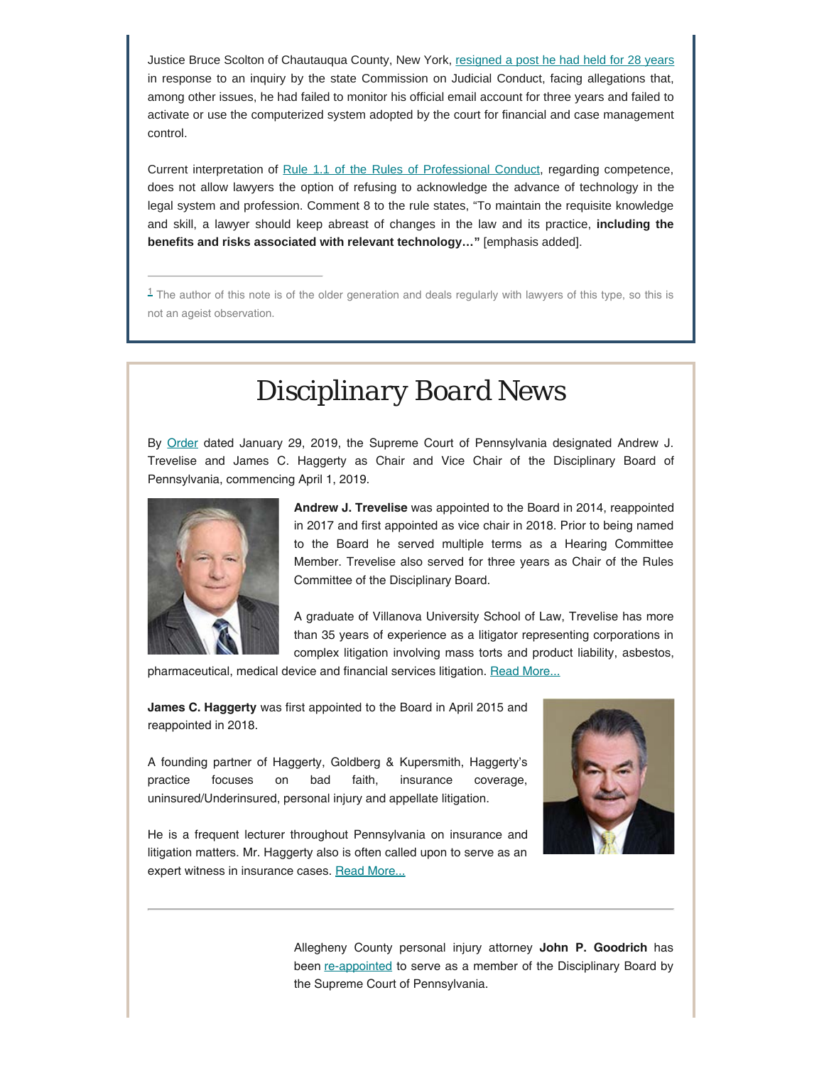Justice Bruce Scolton of Chautauqua County, New York, resigned a post he had held for 28 years in response to an inquiry by the state Commission on Judicial Conduct, facing allegations that, among other issues, he had failed to monitor his official email account for three years and failed to activate or use the computerized system adopted by the court for financial and case management control.

Current interpretation of Rule 1.1 of the Rules of Professional Conduct, regarding competence, does not allow lawyers the option of refusing to acknowledge the advance of technology in the legal system and profession. Comment 8 to the rule states, "To maintain the requisite knowledge and skill, a lawyer should keep abreast of changes in the law and its practice, **including the benefits and risks associated with relevant technology…"** [emphasis added].

---

[1] The author of this note is of the older generation and deals regularly with lawyers of this type, so this is not an ageist observation.

# Disciplinary Board News

By Order dated January 29, 2019, the Supreme Court of Pennsylvania designated Andrew J. Trevelise and James C. Haggerty as Chair and Vice Chair of the Disciplinary Board of Pennsylvania, commencing April 1, 2019.

**Andrew J. Trevelise** was appointed to the Board in 2014, reappointed in 2017 and first appointed as vice chair in 2018. Prior to being named to the Board he served multiple terms as a Hearing Committee Member. Trevelise also served for three years as Chair of the Rules Committee of the Disciplinary Board.

A graduate of Villanova University School of Law, Trevelise has more than 35 years of experience as a litigator representing corporations in complex litigation involving mass torts and product liability, asbestos, pharmaceutical, medical device and financial services litigation. Read More...

**James C. Haggerty** was first appointed to the Board in April 2015 and reappointed in 2018.

A founding partner of Haggerty, Goldberg & Kupersmith, Haggerty's practice focuses on bad faith, insurance coverage, uninsured/Underinsured, personal injury and appellate litigation.

He is a frequent lecturer throughout Pennsylvania on insurance and litigation matters. Mr. Haggerty also is often called upon to serve as an expert witness in insurance cases. Read More...

---

Allegheny County personal injury attorney **John P. Goodrich** has been re-appointed to serve as a member of the Disciplinary Board by the Supreme Court of Pennsylvania.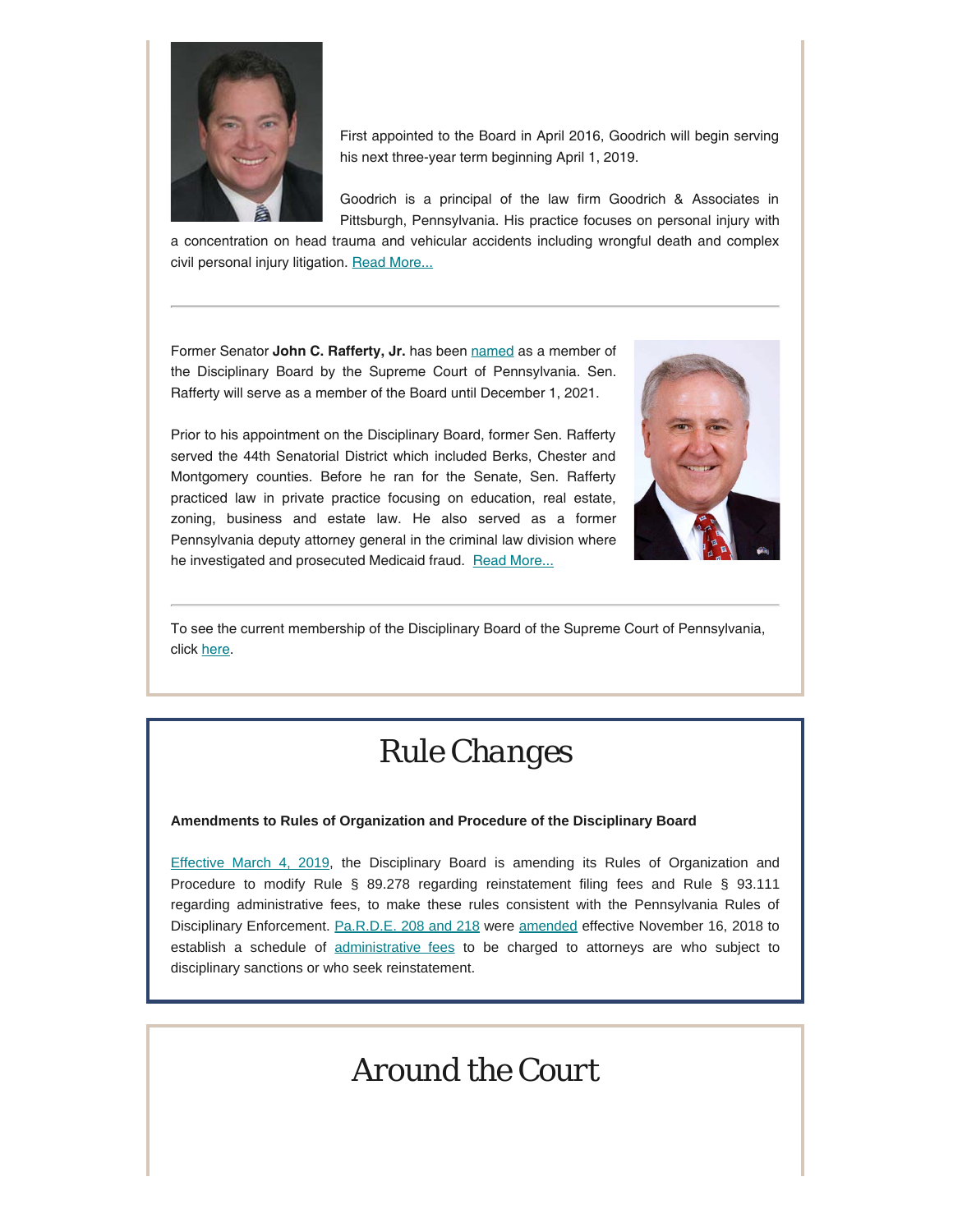First appointed to the Board in April 2016, Goodrich will begin serving his next three-year term beginning April 1, 2019.

Goodrich is a principal of the law firm Goodrich & Associates in Pittsburgh, Pennsylvania. His practice focuses on personal injury with a concentration on head trauma and vehicular accidents including wrongful death and complex civil personal injury litigation. Read More...

---

Former Senator **John C. Rafferty, Jr.** has been named as a member of the Disciplinary Board by the Supreme Court of Pennsylvania. Sen. Rafferty will serve as a member of the Board until December 1, 2021.

Prior to his appointment on the Disciplinary Board, former Sen. Rafferty served the 44th Senatorial District which included Berks, Chester and Montgomery counties. Before he ran for the Senate, Sen. Rafferty practiced law in private practice focusing on education, real estate, zoning, business and estate law. He also served as a former Pennsylvania deputy attorney general in the criminal law division where he investigated and prosecuted Medicaid fraud. Read More...

---

To see the current membership of the Disciplinary Board of the Supreme Court of Pennsylvania, click here.

# Rule Changes

**Amendments to Rules of Organization and Procedure of the Disciplinary Board**

Effective March 4, 2019, the Disciplinary Board is amending its Rules of Organization and Procedure to modify Rule § 89.278 regarding reinstatement filing fees and Rule § 93.111 regarding administrative fees, to make these rules consistent with the Pennsylvania Rules of Disciplinary Enforcement. Pa.R.D.E. 208 and 218 were amended effective November 16, 2018 to establish a schedule of administrative fees to be charged to attorneys are who subject to disciplinary sanctions or who seek reinstatement.

# Around the Court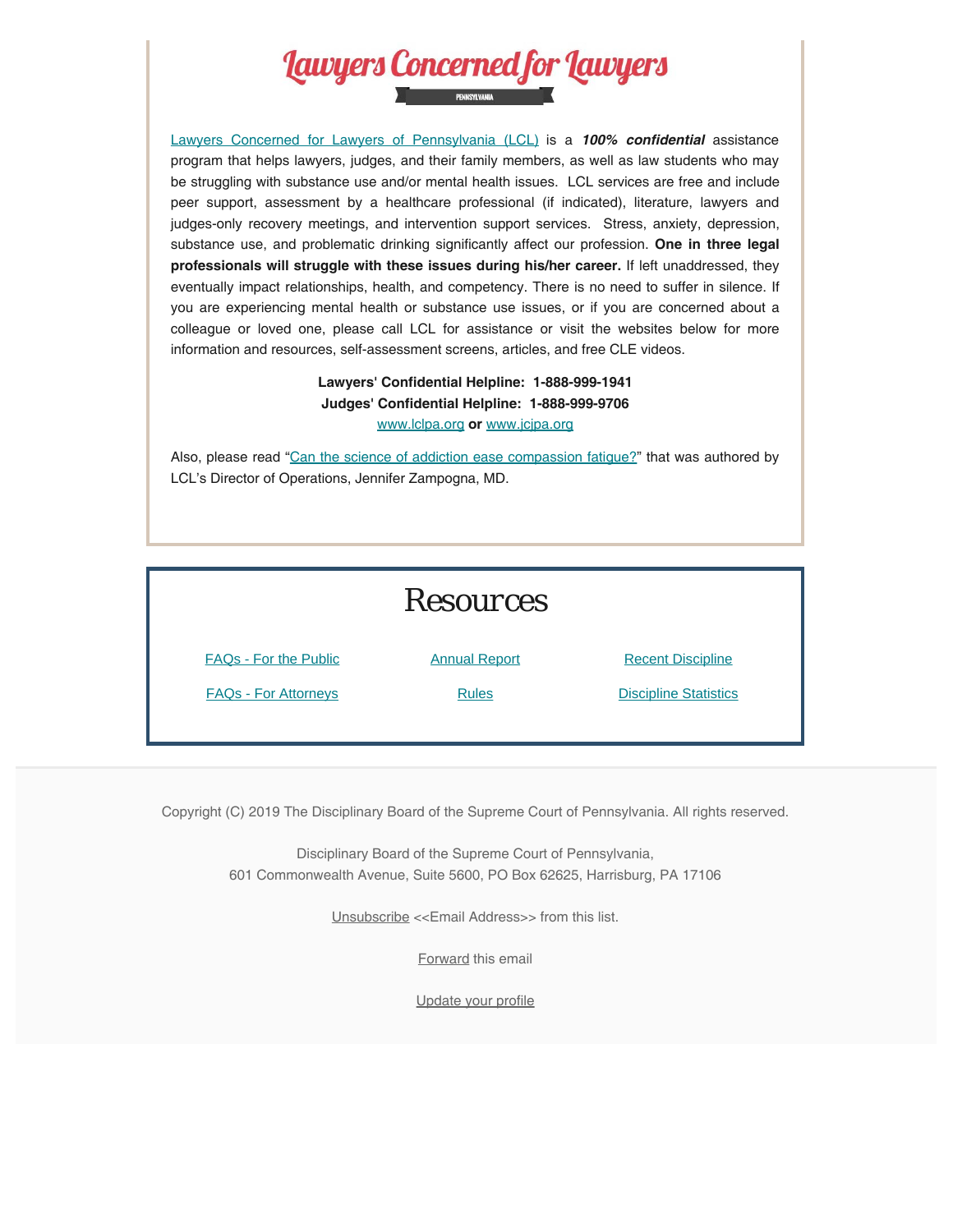# Lawyers Concerned for Lawyers

PENNSYLVANIA

Lawyers Concerned for Lawyers of Pennsylvania (LCL) is a ***100% confidential*** assistance program that helps lawyers, judges, and their family members, as well as law students who may be struggling with substance use and/or mental health issues. LCL services are free and include peer support, assessment by a healthcare professional (if indicated), literature, lawyers and judges-only recovery meetings, and intervention support services. Stress, anxiety, depression, substance use, and problematic drinking significantly affect our profession. **One in three legal professionals will struggle with these issues during his/her career.** If left unaddressed, they eventually impact relationships, health, and competency. There is no need to suffer in silence. If you are experiencing mental health or substance use issues, or if you are concerned about a colleague or loved one, please call LCL for assistance or visit the websites below for more information and resources, self-assessment screens, articles, and free CLE videos.

**Lawyers' Confidential Helpline: 1-888-999-1941**
**Judges' Confidential Helpline: 1-888-999-9706**
www.lclpa.org **or** www.jcjpa.org

Also, please read "Can the science of addiction ease compassion fatigue?" that was authored by LCL's Director of Operations, Jennifer Zampogna, MD.

## Resources

| | | |
|---|---|---|
| FAQs - For the Public | Annual Report | Recent Discipline |
| FAQs - For Attorneys | Rules | Discipline Statistics |

Copyright (C) 2019 The Disciplinary Board of the Supreme Court of Pennsylvania. All rights reserved.

Disciplinary Board of the Supreme Court of Pennsylvania,
601 Commonwealth Avenue, Suite 5600, PO Box 62625, Harrisburg, PA 17106

Unsubscribe <<Email Address>> from this list.

Forward this email

Update your profile